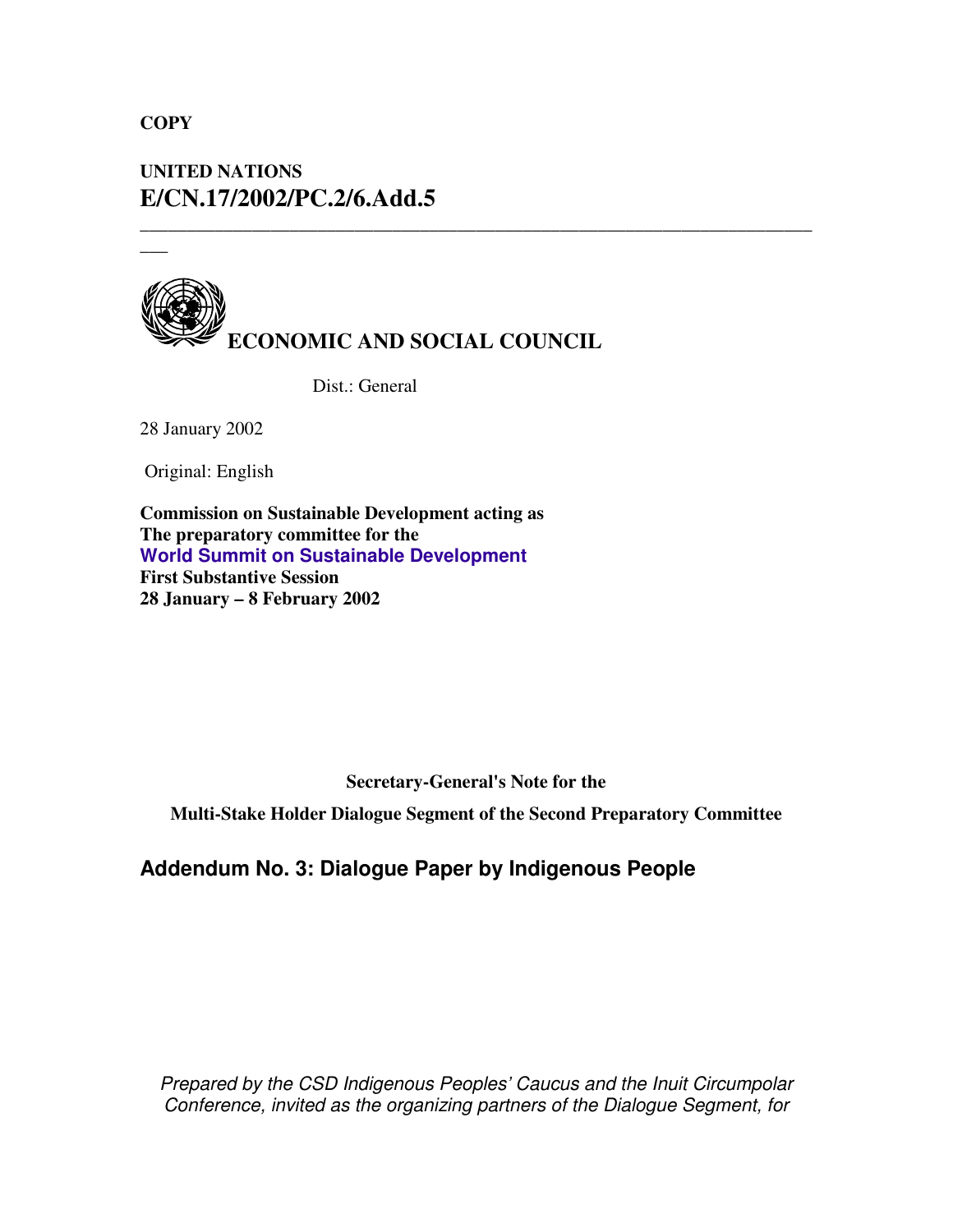**COPY**

**UNITED NATIONS**
**E/CN.17/2002/PC.2/6.Add.5**

---

# ECONOMIC AND SOCIAL COUNCIL

Dist.: General

28 January 2002

Original: English

**Commission on Sustainable Development acting as**
**The preparatory committee for the**
**World Summit on Sustainable Development**
**First Substantive Session**
**28 January – 8 February 2002**

**Secretary-General's Note for the**

**Multi-Stake Holder Dialogue Segment of the Second Preparatory Committee**

## Addendum No. 3: Dialogue Paper by Indigenous People

*Prepared by the CSD Indigenous Peoples' Caucus and the Inuit Circumpolar Conference, invited as the organizing partners of the Dialogue Segment, for*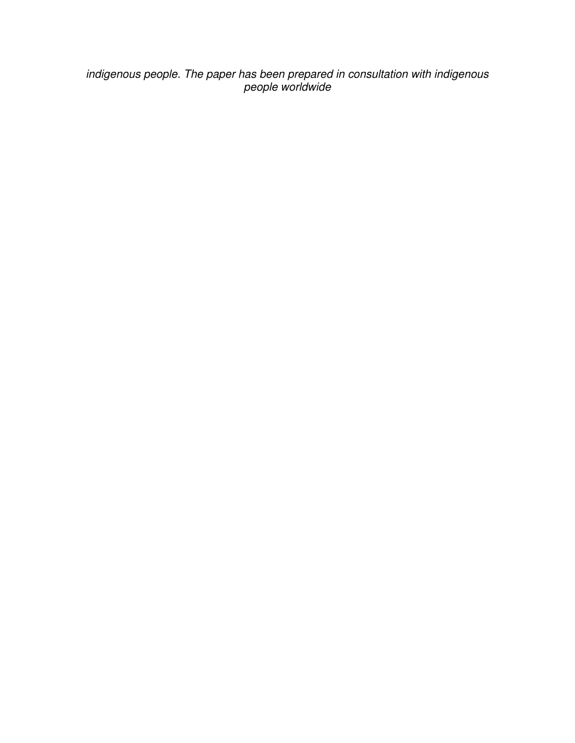*indigenous people. The paper has been prepared in consultation with indigenous people worldwide*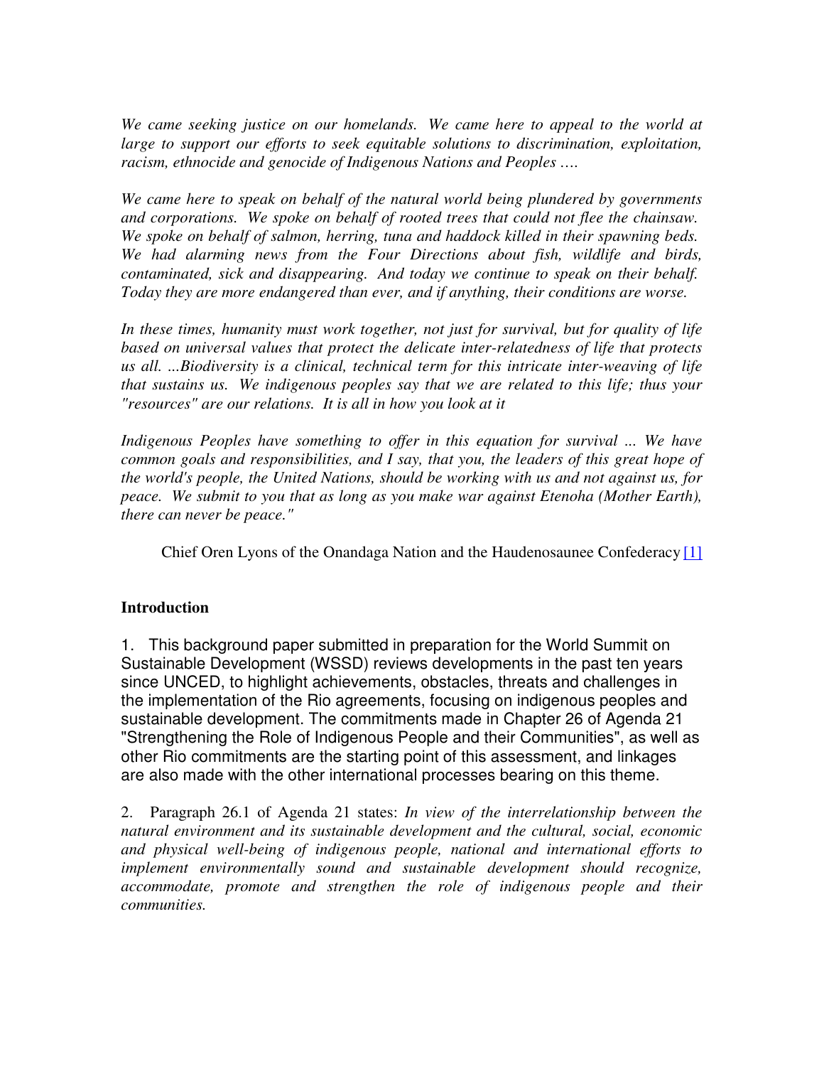*We came seeking justice on our homelands. We came here to appeal to the world at large to support our efforts to seek equitable solutions to discrimination, exploitation, racism, ethnocide and genocide of Indigenous Nations and Peoples ….*

*We came here to speak on behalf of the natural world being plundered by governments and corporations. We spoke on behalf of rooted trees that could not flee the chainsaw. We spoke on behalf of salmon, herring, tuna and haddock killed in their spawning beds. We had alarming news from the Four Directions about fish, wildlife and birds, contaminated, sick and disappearing. And today we continue to speak on their behalf. Today they are more endangered than ever, and if anything, their conditions are worse.*

*In these times, humanity must work together, not just for survival, but for quality of life based on universal values that protect the delicate inter-relatedness of life that protects us all. ...Biodiversity is a clinical, technical term for this intricate inter-weaving of life that sustains us. We indigenous peoples say that we are related to this life; thus your "resources" are our relations. It is all in how you look at it*

*Indigenous Peoples have something to offer in this equation for survival ... We have common goals and responsibilities, and I say, that you, the leaders of this great hope of the world's people, the United Nations, should be working with us and not against us, for peace. We submit to you that as long as you make war against Etenoha (Mother Earth), there can never be peace."*

Chief Oren Lyons of the Onandaga Nation and the Haudenosaunee Confederacy [1]

**Introduction**

1. This background paper submitted in preparation for the World Summit on Sustainable Development (WSSD) reviews developments in the past ten years since UNCED, to highlight achievements, obstacles, threats and challenges in the implementation of the Rio agreements, focusing on indigenous peoples and sustainable development. The commitments made in Chapter 26 of Agenda 21 "Strengthening the Role of Indigenous People and their Communities", as well as other Rio commitments are the starting point of this assessment, and linkages are also made with the other international processes bearing on this theme.

2. Paragraph 26.1 of Agenda 21 states: *In view of the interrelationship between the natural environment and its sustainable development and the cultural, social, economic and physical well-being of indigenous people, national and international efforts to implement environmentally sound and sustainable development should recognize, accommodate, promote and strengthen the role of indigenous people and their communities.*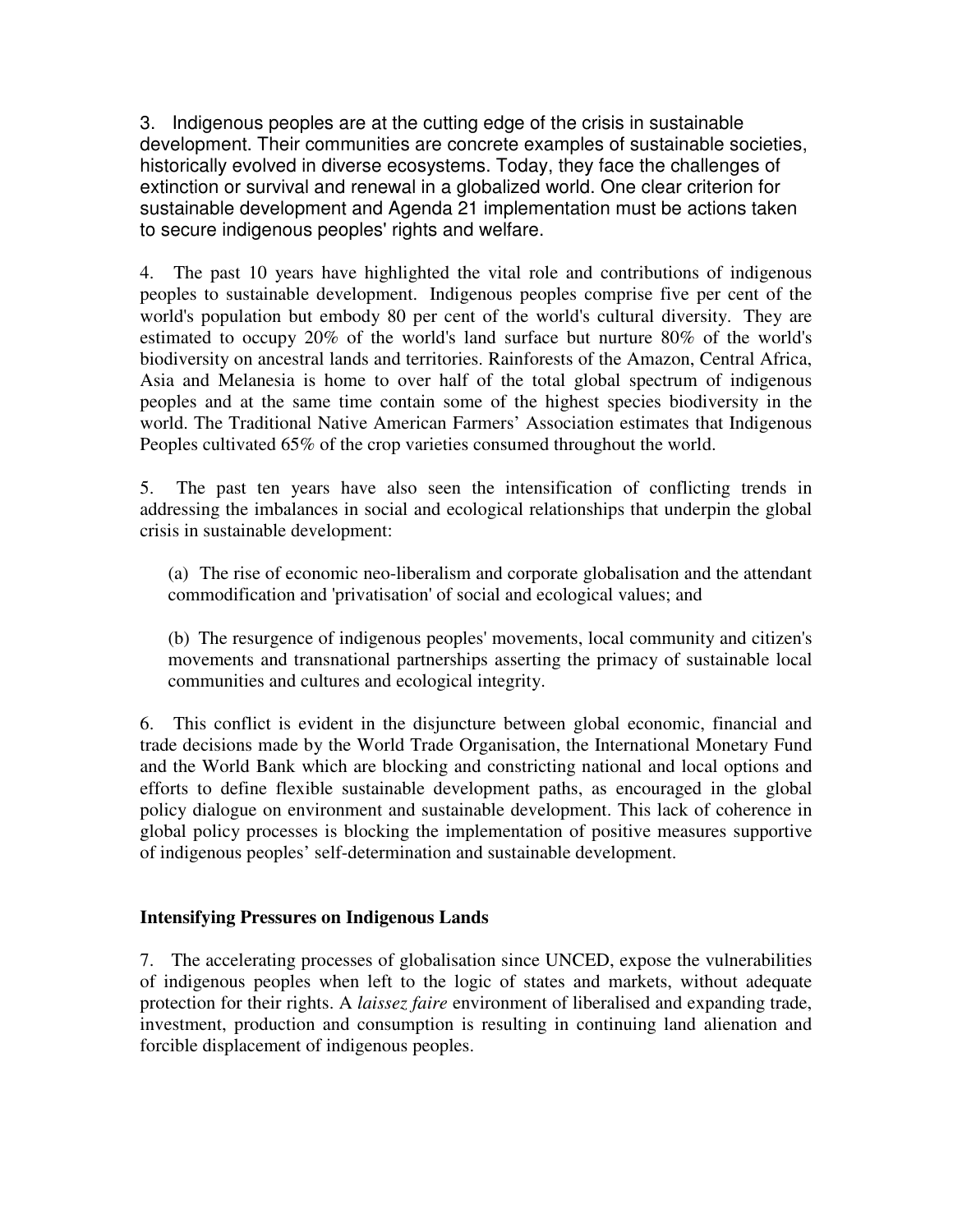3. Indigenous peoples are at the cutting edge of the crisis in sustainable development. Their communities are concrete examples of sustainable societies, historically evolved in diverse ecosystems. Today, they face the challenges of extinction or survival and renewal in a globalized world. One clear criterion for sustainable development and Agenda 21 implementation must be actions taken to secure indigenous peoples' rights and welfare.

4. The past 10 years have highlighted the vital role and contributions of indigenous peoples to sustainable development. Indigenous peoples comprise five per cent of the world's population but embody 80 per cent of the world's cultural diversity. They are estimated to occupy 20% of the world's land surface but nurture 80% of the world's biodiversity on ancestral lands and territories. Rainforests of the Amazon, Central Africa, Asia and Melanesia is home to over half of the total global spectrum of indigenous peoples and at the same time contain some of the highest species biodiversity in the world. The Traditional Native American Farmers' Association estimates that Indigenous Peoples cultivated 65% of the crop varieties consumed throughout the world.

5. The past ten years have also seen the intensification of conflicting trends in addressing the imbalances in social and ecological relationships that underpin the global crisis in sustainable development:

(a) The rise of economic neo-liberalism and corporate globalisation and the attendant commodification and 'privatisation' of social and ecological values; and

(b) The resurgence of indigenous peoples' movements, local community and citizen's movements and transnational partnerships asserting the primacy of sustainable local communities and cultures and ecological integrity.

6. This conflict is evident in the disjuncture between global economic, financial and trade decisions made by the World Trade Organisation, the International Monetary Fund and the World Bank which are blocking and constricting national and local options and efforts to define flexible sustainable development paths, as encouraged in the global policy dialogue on environment and sustainable development. This lack of coherence in global policy processes is blocking the implementation of positive measures supportive of indigenous peoples' self-determination and sustainable development.

**Intensifying Pressures on Indigenous Lands**

7. The accelerating processes of globalisation since UNCED, expose the vulnerabilities of indigenous peoples when left to the logic of states and markets, without adequate protection for their rights. A *laissez faire* environment of liberalised and expanding trade, investment, production and consumption is resulting in continuing land alienation and forcible displacement of indigenous peoples.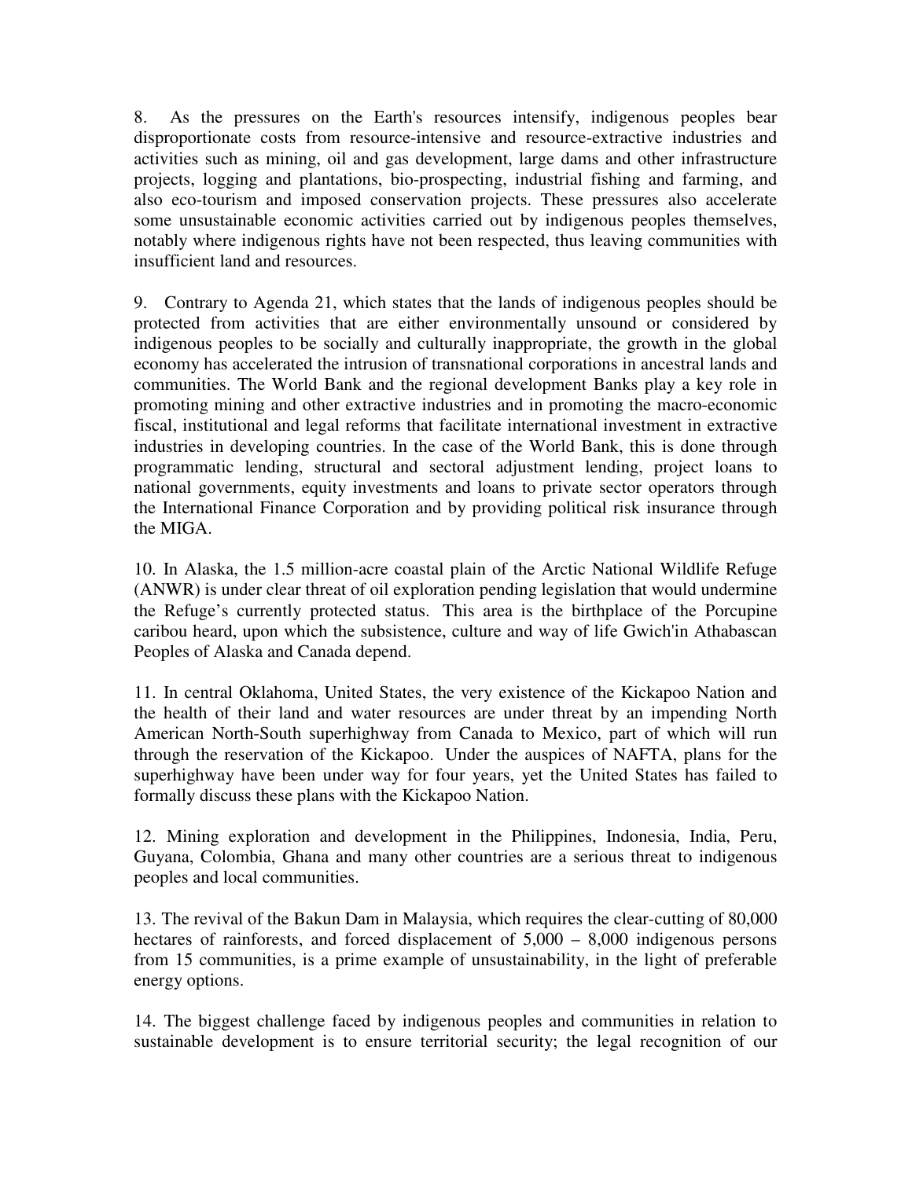8. As the pressures on the Earth's resources intensify, indigenous peoples bear disproportionate costs from resource-intensive and resource-extractive industries and activities such as mining, oil and gas development, large dams and other infrastructure projects, logging and plantations, bio-prospecting, industrial fishing and farming, and also eco-tourism and imposed conservation projects. These pressures also accelerate some unsustainable economic activities carried out by indigenous peoples themselves, notably where indigenous rights have not been respected, thus leaving communities with insufficient land and resources.

9. Contrary to Agenda 21, which states that the lands of indigenous peoples should be protected from activities that are either environmentally unsound or considered by indigenous peoples to be socially and culturally inappropriate, the growth in the global economy has accelerated the intrusion of transnational corporations in ancestral lands and communities. The World Bank and the regional development Banks play a key role in promoting mining and other extractive industries and in promoting the macro-economic fiscal, institutional and legal reforms that facilitate international investment in extractive industries in developing countries. In the case of the World Bank, this is done through programmatic lending, structural and sectoral adjustment lending, project loans to national governments, equity investments and loans to private sector operators through the International Finance Corporation and by providing political risk insurance through the MIGA.

10. In Alaska, the 1.5 million-acre coastal plain of the Arctic National Wildlife Refuge (ANWR) is under clear threat of oil exploration pending legislation that would undermine the Refuge's currently protected status. This area is the birthplace of the Porcupine caribou heard, upon which the subsistence, culture and way of life Gwich'in Athabascan Peoples of Alaska and Canada depend.

11. In central Oklahoma, United States, the very existence of the Kickapoo Nation and the health of their land and water resources are under threat by an impending North American North-South superhighway from Canada to Mexico, part of which will run through the reservation of the Kickapoo. Under the auspices of NAFTA, plans for the superhighway have been under way for four years, yet the United States has failed to formally discuss these plans with the Kickapoo Nation.

12. Mining exploration and development in the Philippines, Indonesia, India, Peru, Guyana, Colombia, Ghana and many other countries are a serious threat to indigenous peoples and local communities.

13. The revival of the Bakun Dam in Malaysia, which requires the clear-cutting of 80,000 hectares of rainforests, and forced displacement of 5,000 – 8,000 indigenous persons from 15 communities, is a prime example of unsustainability, in the light of preferable energy options.

14. The biggest challenge faced by indigenous peoples and communities in relation to sustainable development is to ensure territorial security; the legal recognition of our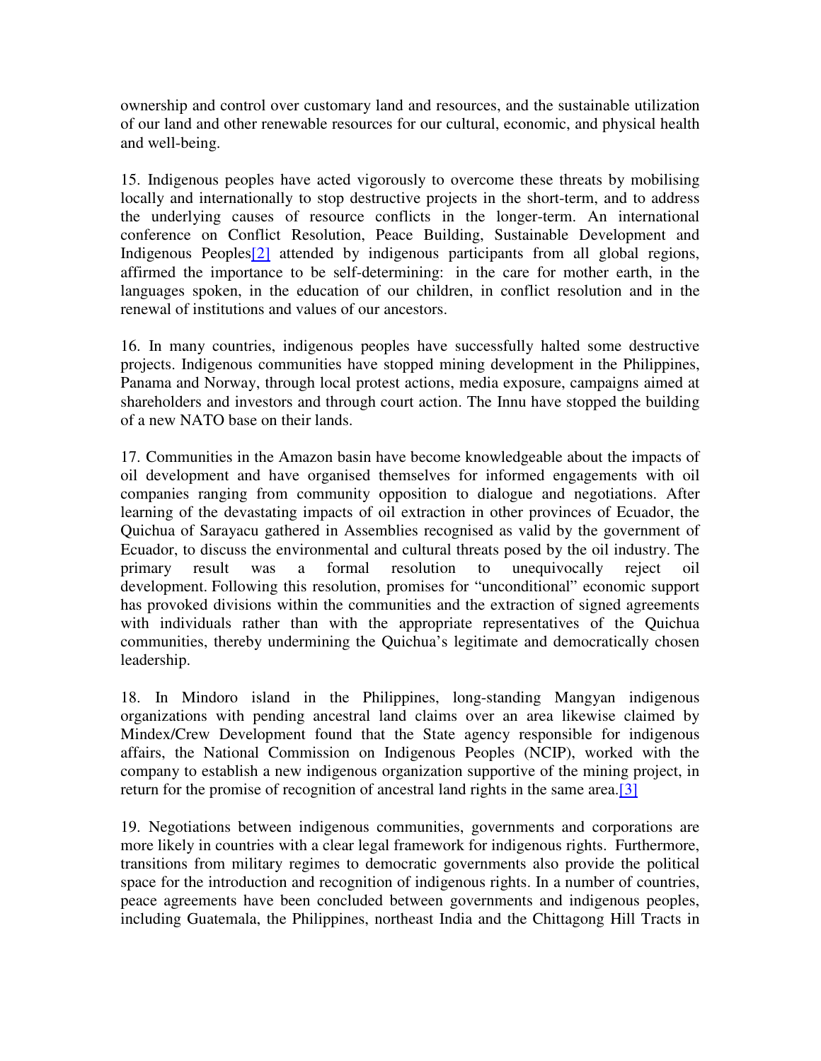ownership and control over customary land and resources, and the sustainable utilization of our land and other renewable resources for our cultural, economic, and physical health and well-being.

15. Indigenous peoples have acted vigorously to overcome these threats by mobilising locally and internationally to stop destructive projects in the short-term, and to address the underlying causes of resource conflicts in the longer-term. An international conference on Conflict Resolution, Peace Building, Sustainable Development and Indigenous Peoples[2] attended by indigenous participants from all global regions, affirmed the importance to be self-determining: in the care for mother earth, in the languages spoken, in the education of our children, in conflict resolution and in the renewal of institutions and values of our ancestors.

16. In many countries, indigenous peoples have successfully halted some destructive projects. Indigenous communities have stopped mining development in the Philippines, Panama and Norway, through local protest actions, media exposure, campaigns aimed at shareholders and investors and through court action. The Innu have stopped the building of a new NATO base on their lands.

17. Communities in the Amazon basin have become knowledgeable about the impacts of oil development and have organised themselves for informed engagements with oil companies ranging from community opposition to dialogue and negotiations. After learning of the devastating impacts of oil extraction in other provinces of Ecuador, the Quichua of Sarayacu gathered in Assemblies recognised as valid by the government of Ecuador, to discuss the environmental and cultural threats posed by the oil industry. The primary result was a formal resolution to unequivocally reject oil development. Following this resolution, promises for "unconditional" economic support has provoked divisions within the communities and the extraction of signed agreements with individuals rather than with the appropriate representatives of the Quichua communities, thereby undermining the Quichua's legitimate and democratically chosen leadership.

18. In Mindoro island in the Philippines, long-standing Mangyan indigenous organizations with pending ancestral land claims over an area likewise claimed by Mindex/Crew Development found that the State agency responsible for indigenous affairs, the National Commission on Indigenous Peoples (NCIP), worked with the company to establish a new indigenous organization supportive of the mining project, in return for the promise of recognition of ancestral land rights in the same area.[3]

19. Negotiations between indigenous communities, governments and corporations are more likely in countries with a clear legal framework for indigenous rights. Furthermore, transitions from military regimes to democratic governments also provide the political space for the introduction and recognition of indigenous rights. In a number of countries, peace agreements have been concluded between governments and indigenous peoples, including Guatemala, the Philippines, northeast India and the Chittagong Hill Tracts in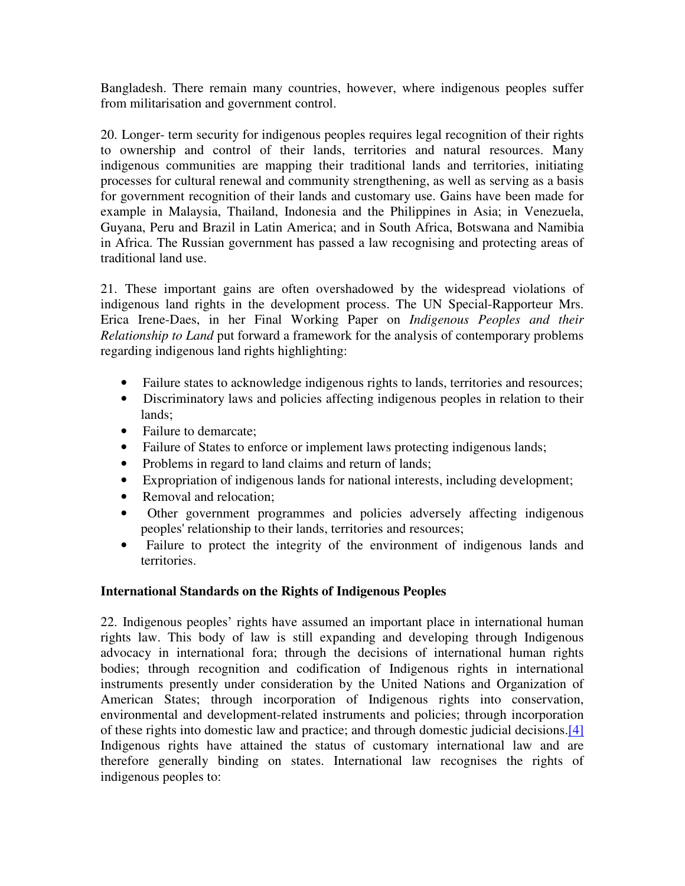Bangladesh. There remain many countries, however, where indigenous peoples suffer from militarisation and government control.

20. Longer- term security for indigenous peoples requires legal recognition of their rights to ownership and control of their lands, territories and natural resources. Many indigenous communities are mapping their traditional lands and territories, initiating processes for cultural renewal and community strengthening, as well as serving as a basis for government recognition of their lands and customary use. Gains have been made for example in Malaysia, Thailand, Indonesia and the Philippines in Asia; in Venezuela, Guyana, Peru and Brazil in Latin America; and in South Africa, Botswana and Namibia in Africa. The Russian government has passed a law recognising and protecting areas of traditional land use.

21. These important gains are often overshadowed by the widespread violations of indigenous land rights in the development process. The UN Special-Rapporteur Mrs. Erica Irene-Daes, in her Final Working Paper on *Indigenous Peoples and their Relationship to Land* put forward a framework for the analysis of contemporary problems regarding indigenous land rights highlighting:

- Failure states to acknowledge indigenous rights to lands, territories and resources;
- Discriminatory laws and policies affecting indigenous peoples in relation to their lands;
- Failure to demarcate;
- Failure of States to enforce or implement laws protecting indigenous lands;
- Problems in regard to land claims and return of lands;
- Expropriation of indigenous lands for national interests, including development;
- Removal and relocation;
- Other government programmes and policies adversely affecting indigenous peoples' relationship to their lands, territories and resources;
- Failure to protect the integrity of the environment of indigenous lands and territories.

## International Standards on the Rights of Indigenous Peoples

22. Indigenous peoples' rights have assumed an important place in international human rights law. This body of law is still expanding and developing through Indigenous advocacy in international fora; through the decisions of international human rights bodies; through recognition and codification of Indigenous rights in international instruments presently under consideration by the United Nations and Organization of American States; through incorporation of Indigenous rights into conservation, environmental and development-related instruments and policies; through incorporation of these rights into domestic law and practice; and through domestic judicial decisions.[4] Indigenous rights have attained the status of customary international law and are therefore generally binding on states. International law recognises the rights of indigenous peoples to: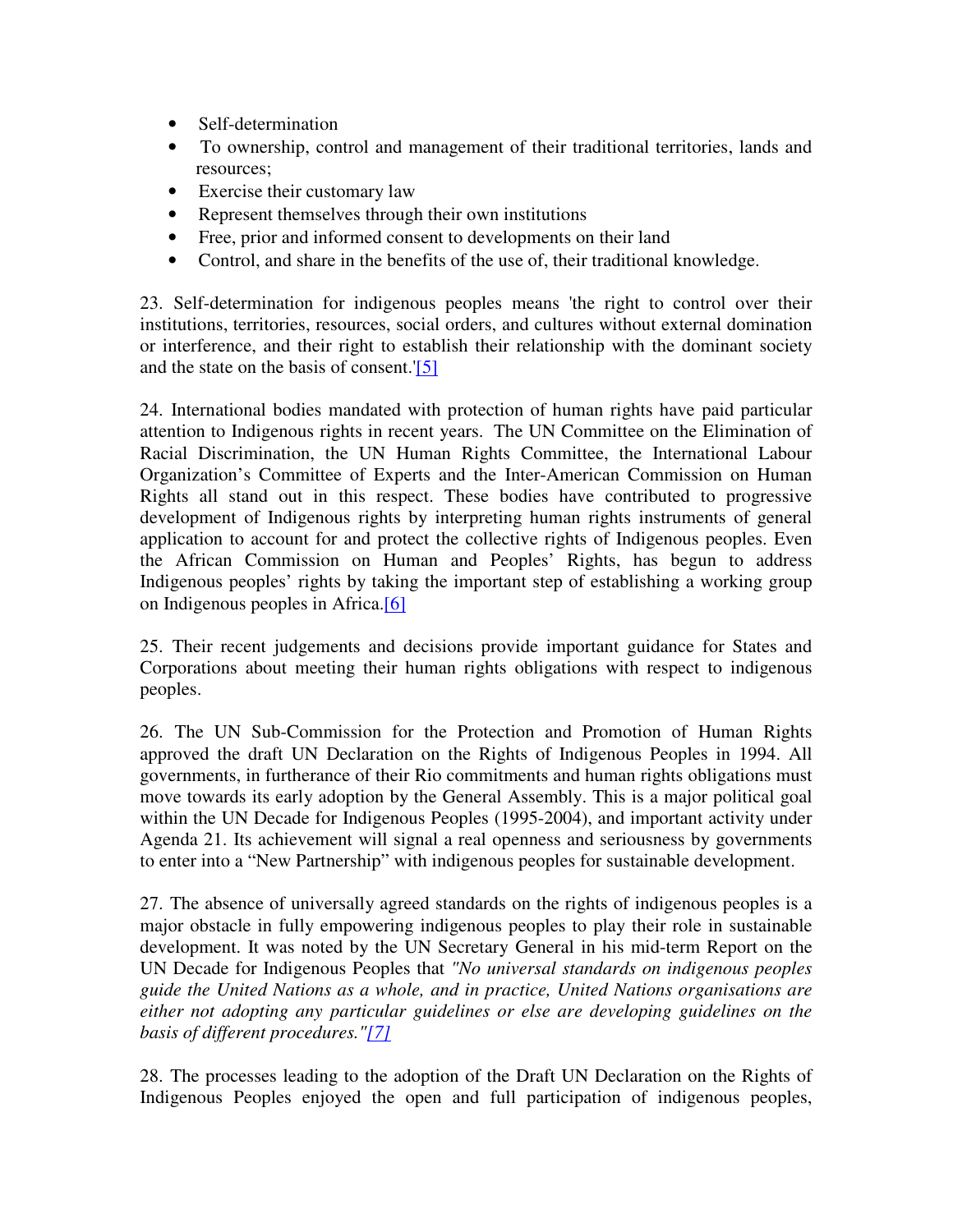- Self-determination
- To ownership, control and management of their traditional territories, lands and resources;
- Exercise their customary law
- Represent themselves through their own institutions
- Free, prior and informed consent to developments on their land
- Control, and share in the benefits of the use of, their traditional knowledge.

23. Self-determination for indigenous peoples means 'the right to control over their institutions, territories, resources, social orders, and cultures without external domination or interference, and their right to establish their relationship with the dominant society and the state on the basis of consent.'[5]

24. International bodies mandated with protection of human rights have paid particular attention to Indigenous rights in recent years. The UN Committee on the Elimination of Racial Discrimination, the UN Human Rights Committee, the International Labour Organization's Committee of Experts and the Inter-American Commission on Human Rights all stand out in this respect. These bodies have contributed to progressive development of Indigenous rights by interpreting human rights instruments of general application to account for and protect the collective rights of Indigenous peoples. Even the African Commission on Human and Peoples' Rights, has begun to address Indigenous peoples' rights by taking the important step of establishing a working group on Indigenous peoples in Africa.[6]

25. Their recent judgements and decisions provide important guidance for States and Corporations about meeting their human rights obligations with respect to indigenous peoples.

26. The UN Sub-Commission for the Protection and Promotion of Human Rights approved the draft UN Declaration on the Rights of Indigenous Peoples in 1994. All governments, in furtherance of their Rio commitments and human rights obligations must move towards its early adoption by the General Assembly. This is a major political goal within the UN Decade for Indigenous Peoples (1995-2004), and important activity under Agenda 21. Its achievement will signal a real openness and seriousness by governments to enter into a "New Partnership" with indigenous peoples for sustainable development.

27. The absence of universally agreed standards on the rights of indigenous peoples is a major obstacle in fully empowering indigenous peoples to play their role in sustainable development. It was noted by the UN Secretary General in his mid-term Report on the UN Decade for Indigenous Peoples that *"No universal standards on indigenous peoples guide the United Nations as a whole, and in practice, United Nations organisations are either not adopting any particular guidelines or else are developing guidelines on the basis of different procedures."*[7]

28. The processes leading to the adoption of the Draft UN Declaration on the Rights of Indigenous Peoples enjoyed the open and full participation of indigenous peoples,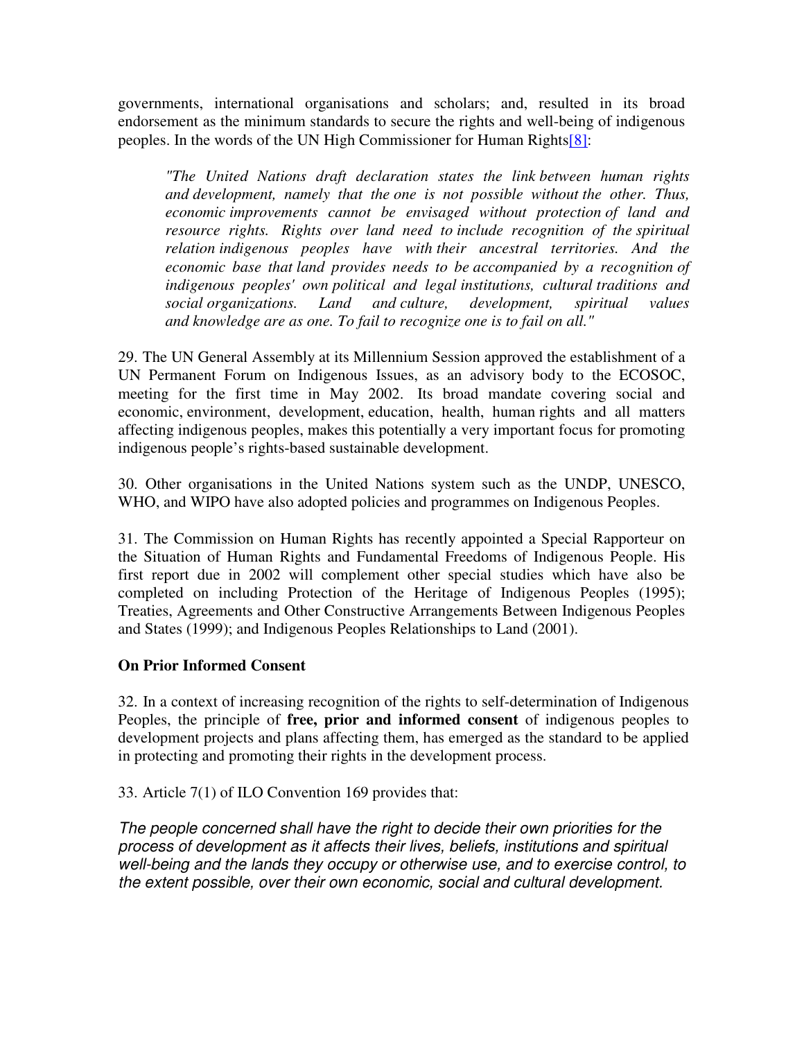governments, international organisations and scholars; and, resulted in its broad endorsement as the minimum standards to secure the rights and well-being of indigenous peoples. In the words of the UN High Commissioner for Human Rights[8]:

> *"The United Nations draft declaration states the link between human rights and development, namely that the one is not possible without the other. Thus, economic improvements cannot be envisaged without protection of land and resource rights. Rights over land need to include recognition of the spiritual relation indigenous peoples have with their ancestral territories. And the economic base that land provides needs to be accompanied by a recognition of indigenous peoples' own political and legal institutions, cultural traditions and social organizations. Land and culture, development, spiritual values and knowledge are as one. To fail to recognize one is to fail on all."*

29. The UN General Assembly at its Millennium Session approved the establishment of a UN Permanent Forum on Indigenous Issues, as an advisory body to the ECOSOC, meeting for the first time in May 2002. Its broad mandate covering social and economic, environment, development, education, health, human rights and all matters affecting indigenous peoples, makes this potentially a very important focus for promoting indigenous people's rights-based sustainable development.

30. Other organisations in the United Nations system such as the UNDP, UNESCO, WHO, and WIPO have also adopted policies and programmes on Indigenous Peoples.

31. The Commission on Human Rights has recently appointed a Special Rapporteur on the Situation of Human Rights and Fundamental Freedoms of Indigenous People. His first report due in 2002 will complement other special studies which have also be completed on including Protection of the Heritage of Indigenous Peoples (1995); Treaties, Agreements and Other Constructive Arrangements Between Indigenous Peoples and States (1999); and Indigenous Peoples Relationships to Land (2001).

**On Prior Informed Consent**

32. In a context of increasing recognition of the rights to self-determination of Indigenous Peoples, the principle of **free, prior and informed consent** of indigenous peoples to development projects and plans affecting them, has emerged as the standard to be applied in protecting and promoting their rights in the development process.

33. Article 7(1) of ILO Convention 169 provides that:

*The people concerned shall have the right to decide their own priorities for the process of development as it affects their lives, beliefs, institutions and spiritual well-being and the lands they occupy or otherwise use, and to exercise control, to the extent possible, over their own economic, social and cultural development.*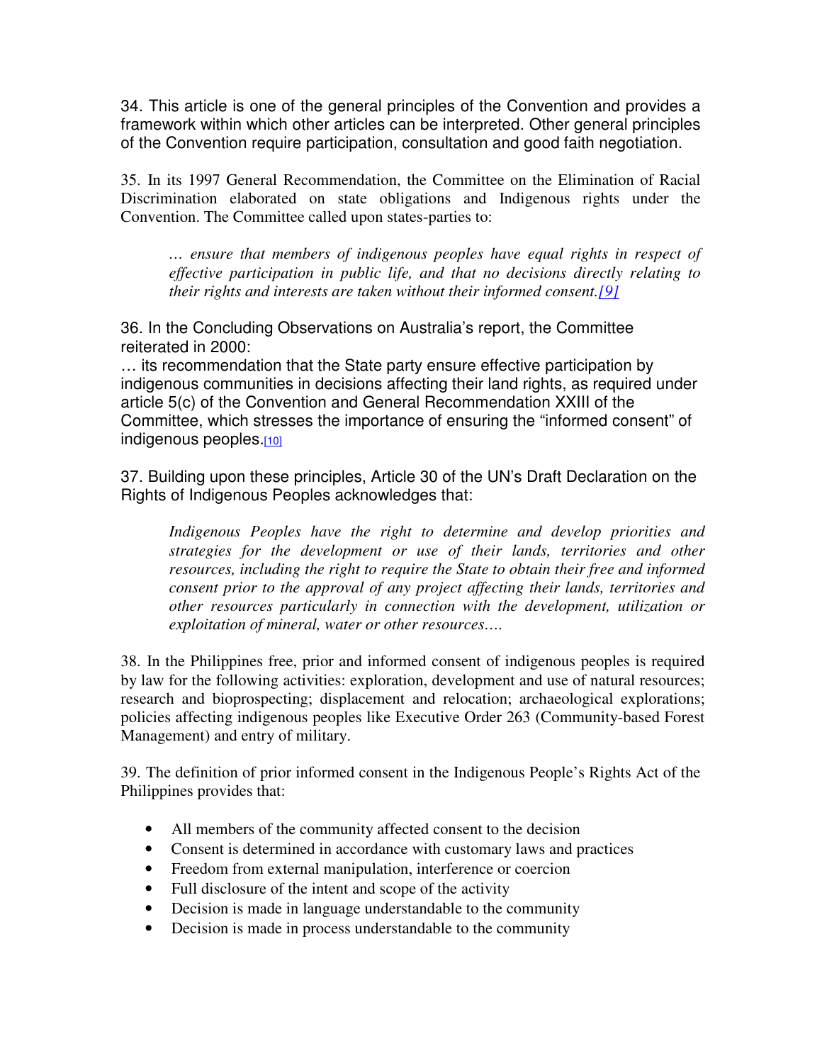34. This article is one of the general principles of the Convention and provides a framework within which other articles can be interpreted. Other general principles of the Convention require participation, consultation and good faith negotiation.

35. In its 1997 General Recommendation, the Committee on the Elimination of Racial Discrimination elaborated on state obligations and Indigenous rights under the Convention. The Committee called upon states-parties to:

> *… ensure that members of indigenous peoples have equal rights in respect of effective participation in public life, and that no decisions directly relating to their rights and interests are taken without their informed consent.[9]*

36. In the Concluding Observations on Australia's report, the Committee reiterated in 2000:
… its recommendation that the State party ensure effective participation by indigenous communities in decisions affecting their land rights, as required under article 5(c) of the Convention and General Recommendation XXIII of the Committee, which stresses the importance of ensuring the "informed consent" of indigenous peoples.[10]

37. Building upon these principles, Article 30 of the UN's Draft Declaration on the Rights of Indigenous Peoples acknowledges that:

> *Indigenous Peoples have the right to determine and develop priorities and strategies for the development or use of their lands, territories and other resources, including the right to require the State to obtain their free and informed consent prior to the approval of any project affecting their lands, territories and other resources particularly in connection with the development, utilization or exploitation of mineral, water or other resources….*

38. In the Philippines free, prior and informed consent of indigenous peoples is required by law for the following activities: exploration, development and use of natural resources; research and bioprospecting; displacement and relocation; archaeological explorations; policies affecting indigenous peoples like Executive Order 263 (Community-based Forest Management) and entry of military.

39. The definition of prior informed consent in the Indigenous People's Rights Act of the Philippines provides that:

- All members of the community affected consent to the decision
- Consent is determined in accordance with customary laws and practices
- Freedom from external manipulation, interference or coercion
- Full disclosure of the intent and scope of the activity
- Decision is made in language understandable to the community
- Decision is made in process understandable to the community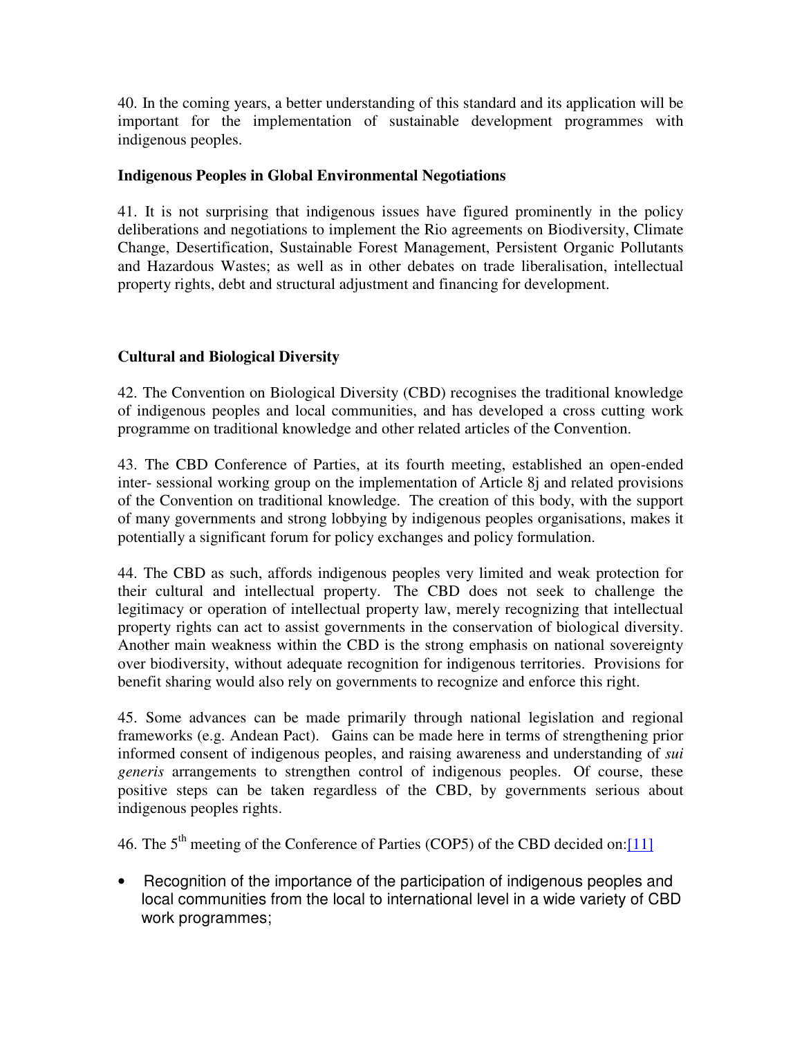40. In the coming years, a better understanding of this standard and its application will be important for the implementation of sustainable development programmes with indigenous peoples.

### Indigenous Peoples in Global Environmental Negotiations

41. It is not surprising that indigenous issues have figured prominently in the policy deliberations and negotiations to implement the Rio agreements on Biodiversity, Climate Change, Desertification, Sustainable Forest Management, Persistent Organic Pollutants and Hazardous Wastes; as well as in other debates on trade liberalisation, intellectual property rights, debt and structural adjustment and financing for development.

### Cultural and Biological Diversity

42. The Convention on Biological Diversity (CBD) recognises the traditional knowledge of indigenous peoples and local communities, and has developed a cross cutting work programme on traditional knowledge and other related articles of the Convention.

43. The CBD Conference of Parties, at its fourth meeting, established an open-ended inter- sessional working group on the implementation of Article 8j and related provisions of the Convention on traditional knowledge. The creation of this body, with the support of many governments and strong lobbying by indigenous peoples organisations, makes it potentially a significant forum for policy exchanges and policy formulation.

44. The CBD as such, affords indigenous peoples very limited and weak protection for their cultural and intellectual property. The CBD does not seek to challenge the legitimacy or operation of intellectual property law, merely recognizing that intellectual property rights can act to assist governments in the conservation of biological diversity. Another main weakness within the CBD is the strong emphasis on national sovereignty over biodiversity, without adequate recognition for indigenous territories. Provisions for benefit sharing would also rely on governments to recognize and enforce this right.

45. Some advances can be made primarily through national legislation and regional frameworks (e.g. Andean Pact). Gains can be made here in terms of strengthening prior informed consent of indigenous peoples, and raising awareness and understanding of *sui generis* arrangements to strengthen control of indigenous peoples. Of course, these positive steps can be taken regardless of the CBD, by governments serious about indigenous peoples rights.

46. The 5th meeting of the Conference of Parties (COP5) of the CBD decided on:[11]

- Recognition of the importance of the participation of indigenous peoples and local communities from the local to international level in a wide variety of CBD work programmes;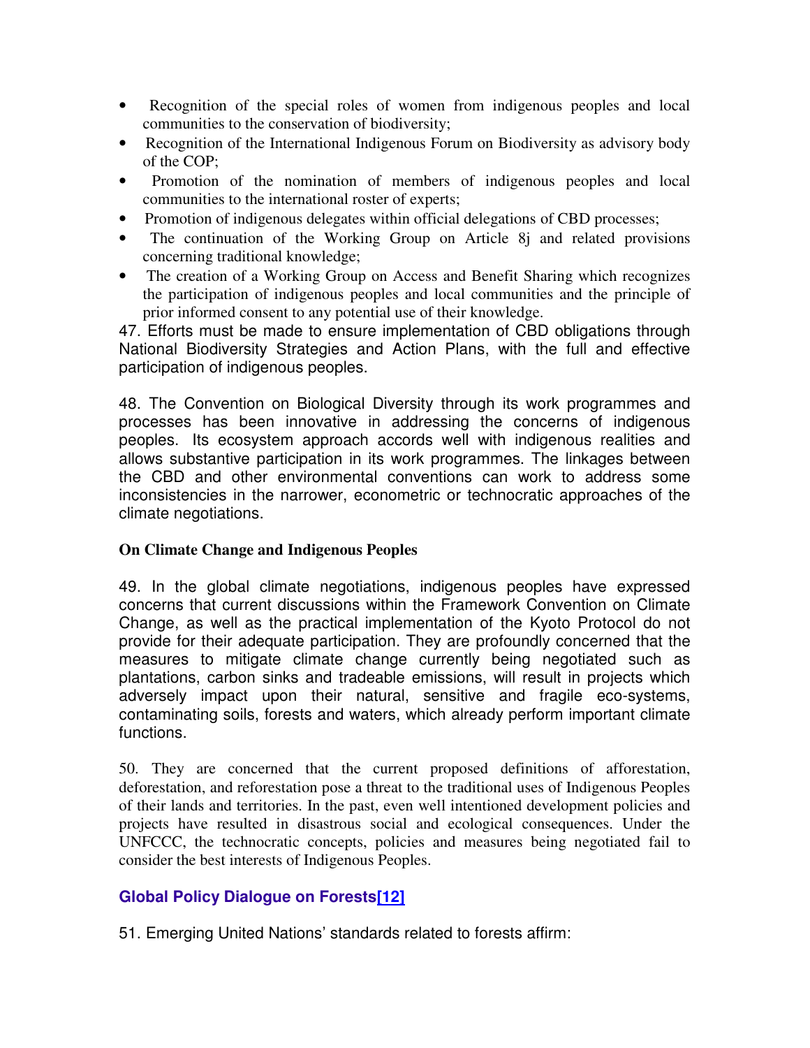- Recognition of the special roles of women from indigenous peoples and local communities to the conservation of biodiversity;
- Recognition of the International Indigenous Forum on Biodiversity as advisory body of the COP;
- Promotion of the nomination of members of indigenous peoples and local communities to the international roster of experts;
- Promotion of indigenous delegates within official delegations of CBD processes;
- The continuation of the Working Group on Article 8j and related provisions concerning traditional knowledge;
- The creation of a Working Group on Access and Benefit Sharing which recognizes the participation of indigenous peoples and local communities and the principle of prior informed consent to any potential use of their knowledge.

47. Efforts must be made to ensure implementation of CBD obligations through National Biodiversity Strategies and Action Plans, with the full and effective participation of indigenous peoples.

48. The Convention on Biological Diversity through its work programmes and processes has been innovative in addressing the concerns of indigenous peoples. Its ecosystem approach accords well with indigenous realities and allows substantive participation in its work programmes. The linkages between the CBD and other environmental conventions can work to address some inconsistencies in the narrower, econometric or technocratic approaches of the climate negotiations.

**On Climate Change and Indigenous Peoples**

49. In the global climate negotiations, indigenous peoples have expressed concerns that current discussions within the Framework Convention on Climate Change, as well as the practical implementation of the Kyoto Protocol do not provide for their adequate participation. They are profoundly concerned that the measures to mitigate climate change currently being negotiated such as plantations, carbon sinks and tradeable emissions, will result in projects which adversely impact upon their natural, sensitive and fragile eco-systems, contaminating soils, forests and waters, which already perform important climate functions.

50. They are concerned that the current proposed definitions of afforestation, deforestation, and reforestation pose a threat to the traditional uses of Indigenous Peoples of their lands and territories. In the past, even well intentioned development policies and projects have resulted in disastrous social and ecological consequences. Under the UNFCCC, the technocratic concepts, policies and measures being negotiated fail to consider the best interests of Indigenous Peoples.

## Global Policy Dialogue on Forests[12]

51. Emerging United Nations' standards related to forests affirm: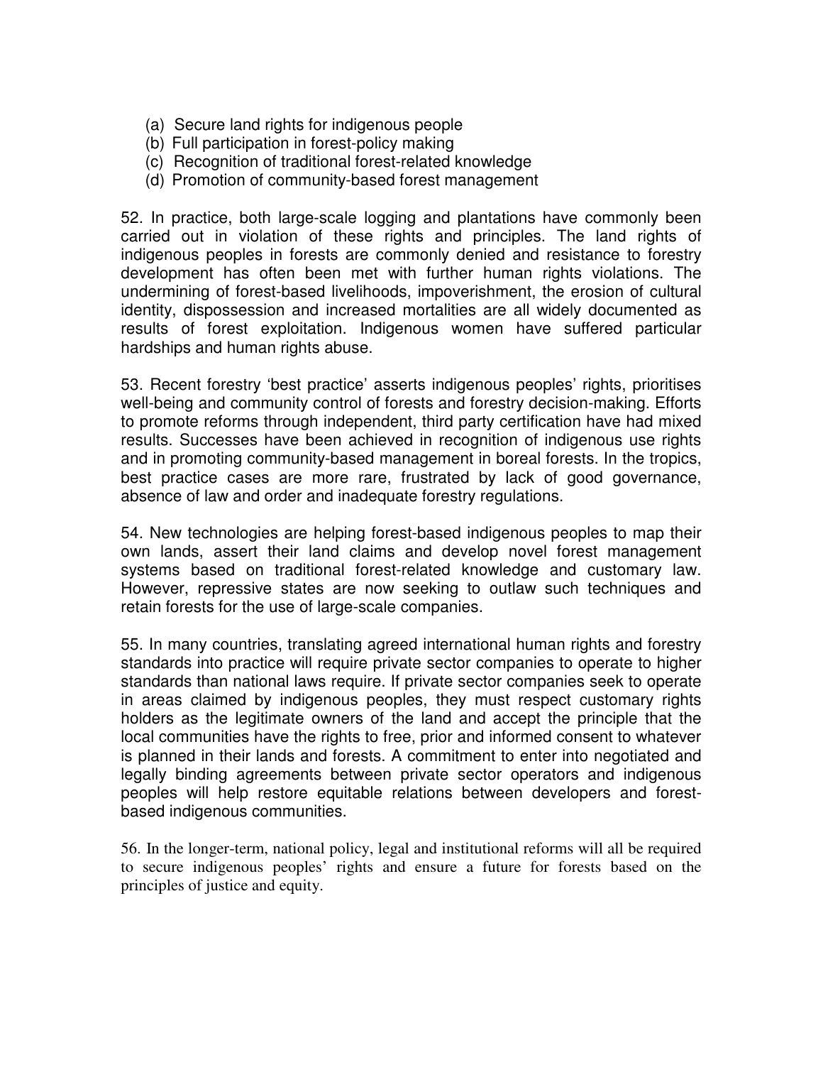(a) Secure land rights for indigenous people
(b) Full participation in forest-policy making
(c) Recognition of traditional forest-related knowledge
(d) Promotion of community-based forest management

52. In practice, both large-scale logging and plantations have commonly been carried out in violation of these rights and principles. The land rights of indigenous peoples in forests are commonly denied and resistance to forestry development has often been met with further human rights violations. The undermining of forest-based livelihoods, impoverishment, the erosion of cultural identity, dispossession and increased mortalities are all widely documented as results of forest exploitation. Indigenous women have suffered particular hardships and human rights abuse.

53. Recent forestry 'best practice' asserts indigenous peoples' rights, prioritises well-being and community control of forests and forestry decision-making. Efforts to promote reforms through independent, third party certification have had mixed results. Successes have been achieved in recognition of indigenous use rights and in promoting community-based management in boreal forests. In the tropics, best practice cases are more rare, frustrated by lack of good governance, absence of law and order and inadequate forestry regulations.

54. New technologies are helping forest-based indigenous peoples to map their own lands, assert their land claims and develop novel forest management systems based on traditional forest-related knowledge and customary law. However, repressive states are now seeking to outlaw such techniques and retain forests for the use of large-scale companies.

55. In many countries, translating agreed international human rights and forestry standards into practice will require private sector companies to operate to higher standards than national laws require. If private sector companies seek to operate in areas claimed by indigenous peoples, they must respect customary rights holders as the legitimate owners of the land and accept the principle that the local communities have the rights to free, prior and informed consent to whatever is planned in their lands and forests. A commitment to enter into negotiated and legally binding agreements between private sector operators and indigenous peoples will help restore equitable relations between developers and forest-based indigenous communities.

56. In the longer-term, national policy, legal and institutional reforms will all be required to secure indigenous peoples' rights and ensure a future for forests based on the principles of justice and equity.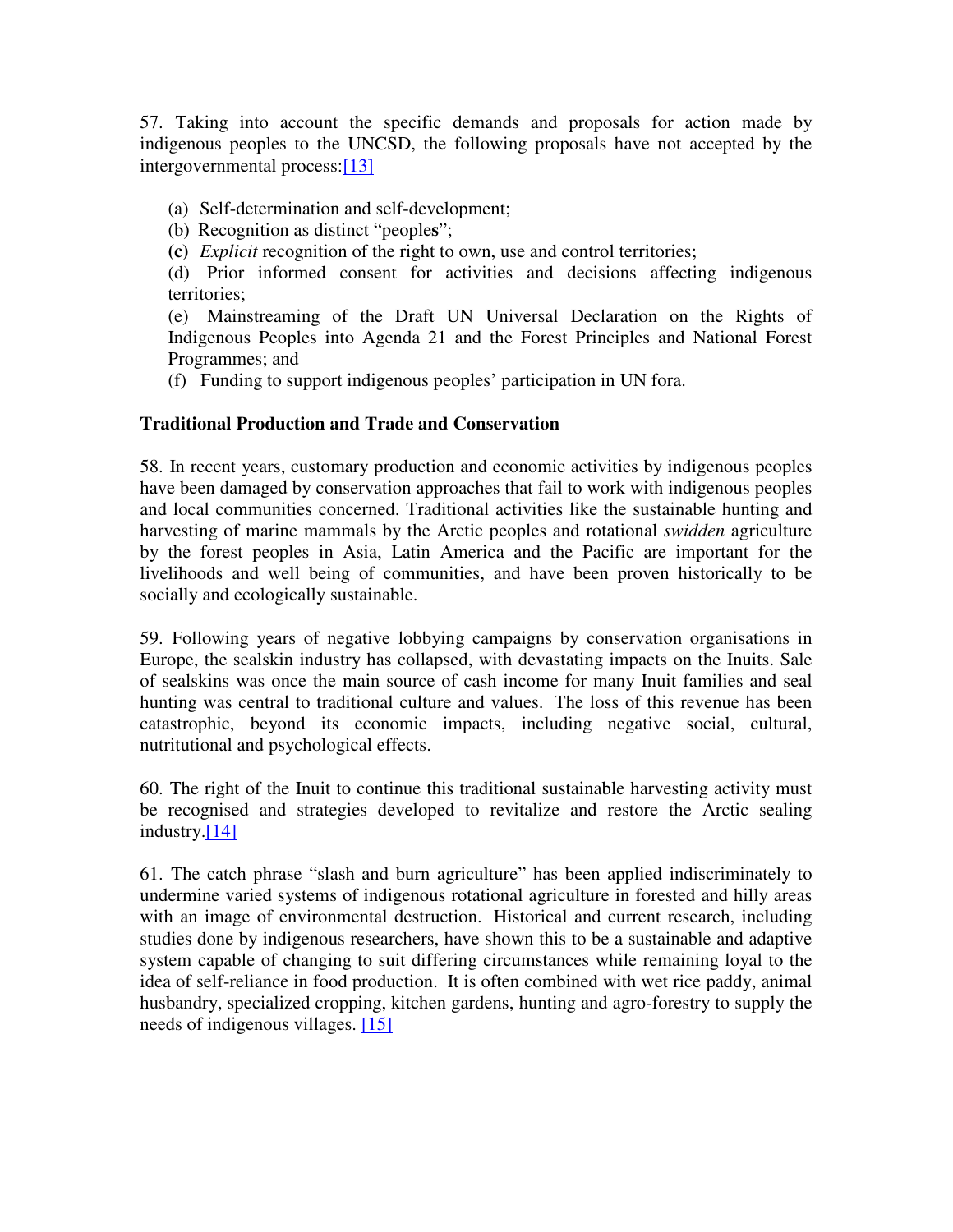57. Taking into account the specific demands and proposals for action made by indigenous peoples to the UNCSD, the following proposals have not accepted by the intergovernmental process:[13]

(a) Self-determination and self-development;

(b) Recognition as distinct "people**s**";

**(c)** *Explicit* recognition of the right to <u>own</u>, use and control territories;

(d) Prior informed consent for activities and decisions affecting indigenous territories;

(e) Mainstreaming of the Draft UN Universal Declaration on the Rights of Indigenous Peoples into Agenda 21 and the Forest Principles and National Forest Programmes; and

(f) Funding to support indigenous peoples' participation in UN fora.

**Traditional Production and Trade and Conservation**

58. In recent years, customary production and economic activities by indigenous peoples have been damaged by conservation approaches that fail to work with indigenous peoples and local communities concerned. Traditional activities like the sustainable hunting and harvesting of marine mammals by the Arctic peoples and rotational *swidden* agriculture by the forest peoples in Asia, Latin America and the Pacific are important for the livelihoods and well being of communities, and have been proven historically to be socially and ecologically sustainable.

59. Following years of negative lobbying campaigns by conservation organisations in Europe, the sealskin industry has collapsed, with devastating impacts on the Inuits. Sale of sealskins was once the main source of cash income for many Inuit families and seal hunting was central to traditional culture and values. The loss of this revenue has been catastrophic, beyond its economic impacts, including negative social, cultural, nutritutional and psychological effects.

60. The right of the Inuit to continue this traditional sustainable harvesting activity must be recognised and strategies developed to revitalize and restore the Arctic sealing industry.[14]

61. The catch phrase "slash and burn agriculture" has been applied indiscriminately to undermine varied systems of indigenous rotational agriculture in forested and hilly areas with an image of environmental destruction. Historical and current research, including studies done by indigenous researchers, have shown this to be a sustainable and adaptive system capable of changing to suit differing circumstances while remaining loyal to the idea of self-reliance in food production. It is often combined with wet rice paddy, animal husbandry, specialized cropping, kitchen gardens, hunting and agro-forestry to supply the needs of indigenous villages. [15]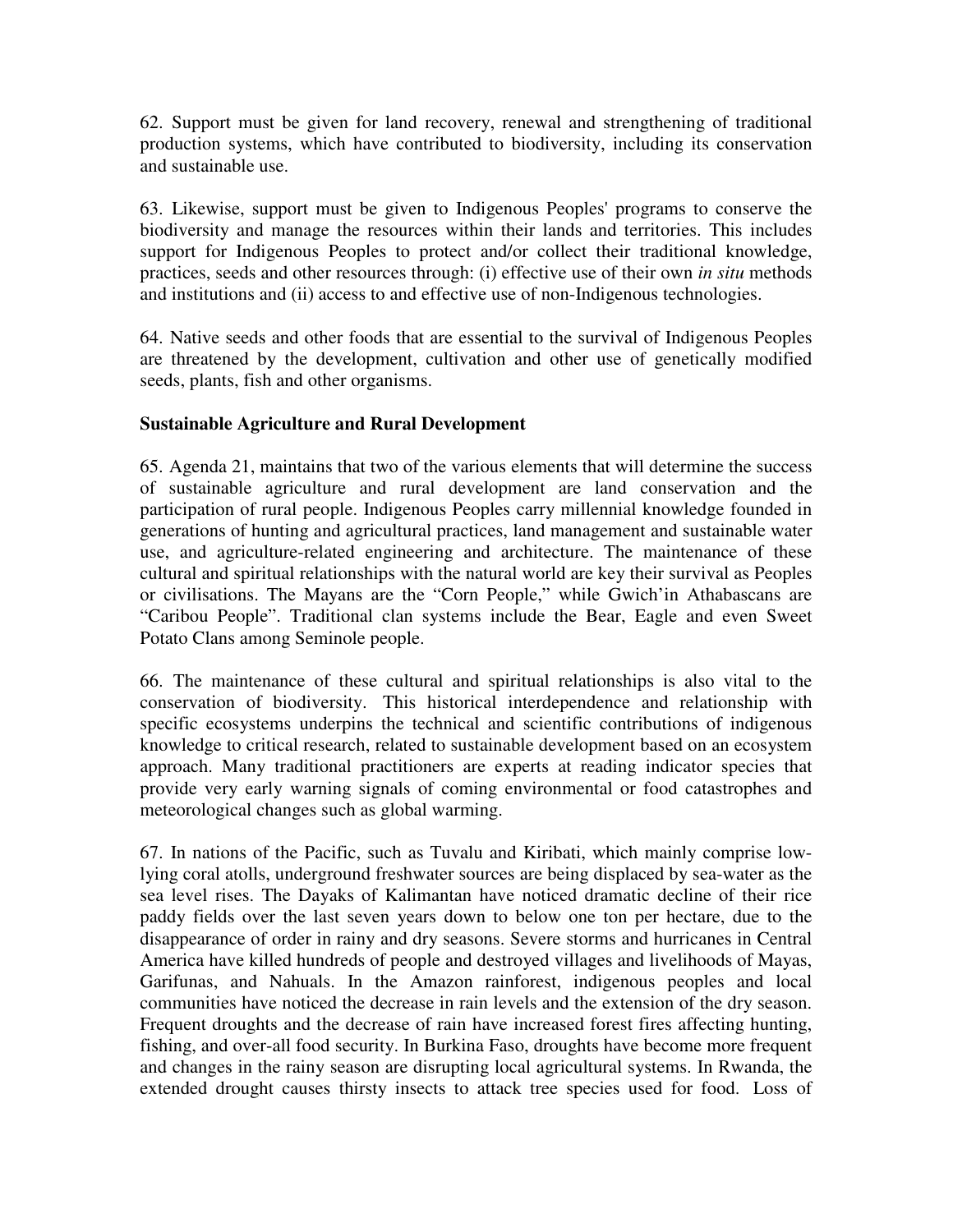62. Support must be given for land recovery, renewal and strengthening of traditional production systems, which have contributed to biodiversity, including its conservation and sustainable use.

63. Likewise, support must be given to Indigenous Peoples' programs to conserve the biodiversity and manage the resources within their lands and territories. This includes support for Indigenous Peoples to protect and/or collect their traditional knowledge, practices, seeds and other resources through: (i) effective use of their own *in situ* methods and institutions and (ii) access to and effective use of non-Indigenous technologies.

64. Native seeds and other foods that are essential to the survival of Indigenous Peoples are threatened by the development, cultivation and other use of genetically modified seeds, plants, fish and other organisms.

**Sustainable Agriculture and Rural Development**

65. Agenda 21, maintains that two of the various elements that will determine the success of sustainable agriculture and rural development are land conservation and the participation of rural people. Indigenous Peoples carry millennial knowledge founded in generations of hunting and agricultural practices, land management and sustainable water use, and agriculture-related engineering and architecture. The maintenance of these cultural and spiritual relationships with the natural world are key their survival as Peoples or civilisations. The Mayans are the "Corn People," while Gwich'in Athabascans are "Caribou People". Traditional clan systems include the Bear, Eagle and even Sweet Potato Clans among Seminole people.

66. The maintenance of these cultural and spiritual relationships is also vital to the conservation of biodiversity. This historical interdependence and relationship with specific ecosystems underpins the technical and scientific contributions of indigenous knowledge to critical research, related to sustainable development based on an ecosystem approach. Many traditional practitioners are experts at reading indicator species that provide very early warning signals of coming environmental or food catastrophes and meteorological changes such as global warming.

67. In nations of the Pacific, such as Tuvalu and Kiribati, which mainly comprise low-lying coral atolls, underground freshwater sources are being displaced by sea-water as the sea level rises. The Dayaks of Kalimantan have noticed dramatic decline of their rice paddy fields over the last seven years down to below one ton per hectare, due to the disappearance of order in rainy and dry seasons. Severe storms and hurricanes in Central America have killed hundreds of people and destroyed villages and livelihoods of Mayas, Garifunas, and Nahuals. In the Amazon rainforest, indigenous peoples and local communities have noticed the decrease in rain levels and the extension of the dry season. Frequent droughts and the decrease of rain have increased forest fires affecting hunting, fishing, and over-all food security. In Burkina Faso, droughts have become more frequent and changes in the rainy season are disrupting local agricultural systems. In Rwanda, the extended drought causes thirsty insects to attack tree species used for food. Loss of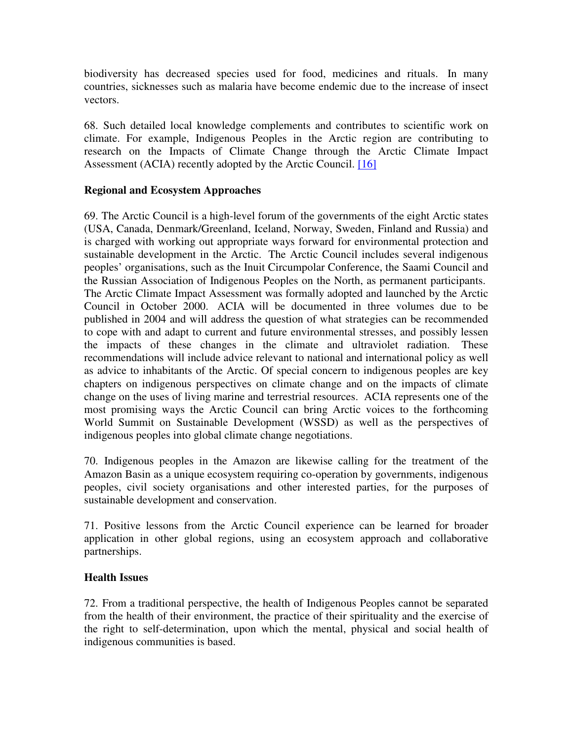biodiversity has decreased species used for food, medicines and rituals. In many countries, sicknesses such as malaria have become endemic due to the increase of insect vectors.

68. Such detailed local knowledge complements and contributes to scientific work on climate. For example, Indigenous Peoples in the Arctic region are contributing to research on the Impacts of Climate Change through the Arctic Climate Impact Assessment (ACIA) recently adopted by the Arctic Council. [16]

**Regional and Ecosystem Approaches**

69. The Arctic Council is a high-level forum of the governments of the eight Arctic states (USA, Canada, Denmark/Greenland, Iceland, Norway, Sweden, Finland and Russia) and is charged with working out appropriate ways forward for environmental protection and sustainable development in the Arctic. The Arctic Council includes several indigenous peoples' organisations, such as the Inuit Circumpolar Conference, the Saami Council and the Russian Association of Indigenous Peoples on the North, as permanent participants. The Arctic Climate Impact Assessment was formally adopted and launched by the Arctic Council in October 2000. ACIA will be documented in three volumes due to be published in 2004 and will address the question of what strategies can be recommended to cope with and adapt to current and future environmental stresses, and possibly lessen the impacts of these changes in the climate and ultraviolet radiation. These recommendations will include advice relevant to national and international policy as well as advice to inhabitants of the Arctic. Of special concern to indigenous peoples are key chapters on indigenous perspectives on climate change and on the impacts of climate change on the uses of living marine and terrestrial resources. ACIA represents one of the most promising ways the Arctic Council can bring Arctic voices to the forthcoming World Summit on Sustainable Development (WSSD) as well as the perspectives of indigenous peoples into global climate change negotiations.

70. Indigenous peoples in the Amazon are likewise calling for the treatment of the Amazon Basin as a unique ecosystem requiring co-operation by governments, indigenous peoples, civil society organisations and other interested parties, for the purposes of sustainable development and conservation.

71. Positive lessons from the Arctic Council experience can be learned for broader application in other global regions, using an ecosystem approach and collaborative partnerships.

**Health Issues**

72. From a traditional perspective, the health of Indigenous Peoples cannot be separated from the health of their environment, the practice of their spirituality and the exercise of the right to self-determination, upon which the mental, physical and social health of indigenous communities is based.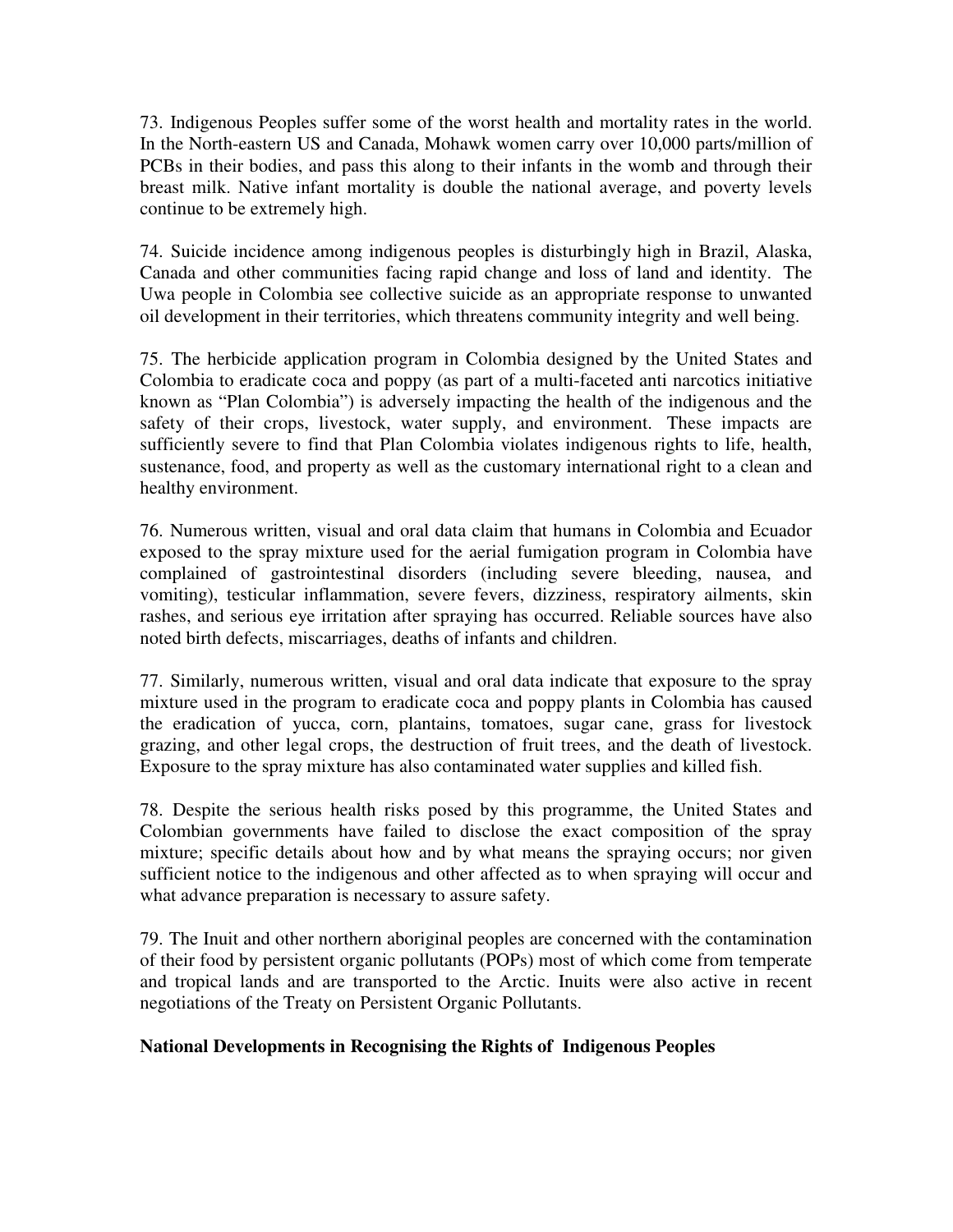73. Indigenous Peoples suffer some of the worst health and mortality rates in the world. In the North-eastern US and Canada, Mohawk women carry over 10,000 parts/million of PCBs in their bodies, and pass this along to their infants in the womb and through their breast milk. Native infant mortality is double the national average, and poverty levels continue to be extremely high.

74. Suicide incidence among indigenous peoples is disturbingly high in Brazil, Alaska, Canada and other communities facing rapid change and loss of land and identity. The Uwa people in Colombia see collective suicide as an appropriate response to unwanted oil development in their territories, which threatens community integrity and well being.

75. The herbicide application program in Colombia designed by the United States and Colombia to eradicate coca and poppy (as part of a multi-faceted anti narcotics initiative known as "Plan Colombia") is adversely impacting the health of the indigenous and the safety of their crops, livestock, water supply, and environment. These impacts are sufficiently severe to find that Plan Colombia violates indigenous rights to life, health, sustenance, food, and property as well as the customary international right to a clean and healthy environment.

76. Numerous written, visual and oral data claim that humans in Colombia and Ecuador exposed to the spray mixture used for the aerial fumigation program in Colombia have complained of gastrointestinal disorders (including severe bleeding, nausea, and vomiting), testicular inflammation, severe fevers, dizziness, respiratory ailments, skin rashes, and serious eye irritation after spraying has occurred. Reliable sources have also noted birth defects, miscarriages, deaths of infants and children.

77. Similarly, numerous written, visual and oral data indicate that exposure to the spray mixture used in the program to eradicate coca and poppy plants in Colombia has caused the eradication of yucca, corn, plantains, tomatoes, sugar cane, grass for livestock grazing, and other legal crops, the destruction of fruit trees, and the death of livestock. Exposure to the spray mixture has also contaminated water supplies and killed fish.

78. Despite the serious health risks posed by this programme, the United States and Colombian governments have failed to disclose the exact composition of the spray mixture; specific details about how and by what means the spraying occurs; nor given sufficient notice to the indigenous and other affected as to when spraying will occur and what advance preparation is necessary to assure safety.

79. The Inuit and other northern aboriginal peoples are concerned with the contamination of their food by persistent organic pollutants (POPs) most of which come from temperate and tropical lands and are transported to the Arctic. Inuits were also active in recent negotiations of the Treaty on Persistent Organic Pollutants.

**National Developments in Recognising the Rights of Indigenous Peoples**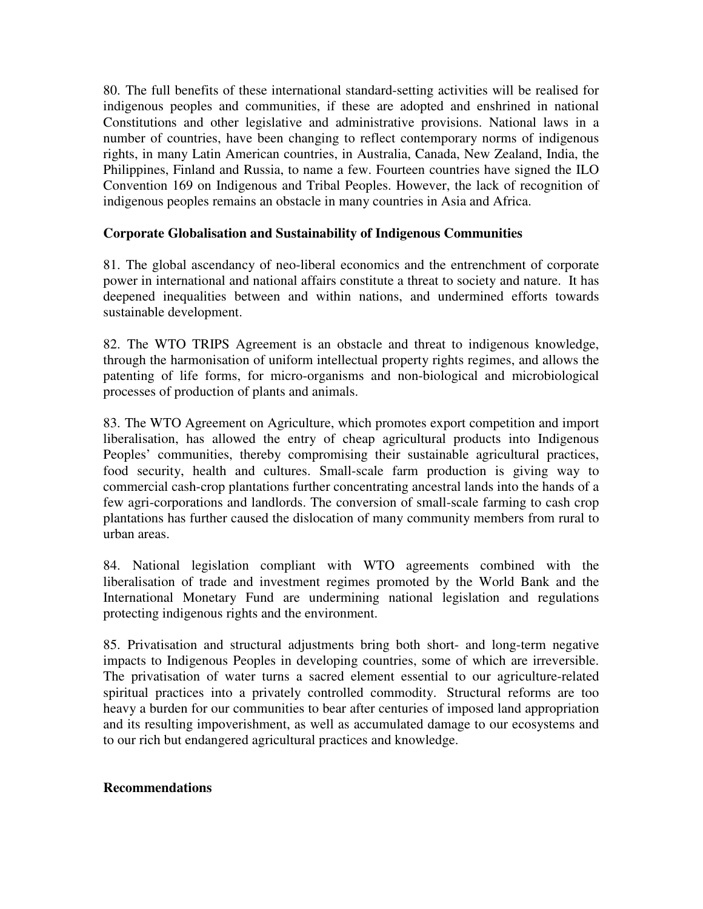80. The full benefits of these international standard-setting activities will be realised for indigenous peoples and communities, if these are adopted and enshrined in national Constitutions and other legislative and administrative provisions. National laws in a number of countries, have been changing to reflect contemporary norms of indigenous rights, in many Latin American countries, in Australia, Canada, New Zealand, India, the Philippines, Finland and Russia, to name a few. Fourteen countries have signed the ILO Convention 169 on Indigenous and Tribal Peoples. However, the lack of recognition of indigenous peoples remains an obstacle in many countries in Asia and Africa.

**Corporate Globalisation and Sustainability of Indigenous Communities**

81. The global ascendancy of neo-liberal economics and the entrenchment of corporate power in international and national affairs constitute a threat to society and nature. It has deepened inequalities between and within nations, and undermined efforts towards sustainable development.

82. The WTO TRIPS Agreement is an obstacle and threat to indigenous knowledge, through the harmonisation of uniform intellectual property rights regimes, and allows the patenting of life forms, for micro-organisms and non-biological and microbiological processes of production of plants and animals.

83. The WTO Agreement on Agriculture, which promotes export competition and import liberalisation, has allowed the entry of cheap agricultural products into Indigenous Peoples' communities, thereby compromising their sustainable agricultural practices, food security, health and cultures. Small-scale farm production is giving way to commercial cash-crop plantations further concentrating ancestral lands into the hands of a few agri-corporations and landlords. The conversion of small-scale farming to cash crop plantations has further caused the dislocation of many community members from rural to urban areas.

84. National legislation compliant with WTO agreements combined with the liberalisation of trade and investment regimes promoted by the World Bank and the International Monetary Fund are undermining national legislation and regulations protecting indigenous rights and the environment.

85. Privatisation and structural adjustments bring both short- and long-term negative impacts to Indigenous Peoples in developing countries, some of which are irreversible. The privatisation of water turns a sacred element essential to our agriculture-related spiritual practices into a privately controlled commodity. Structural reforms are too heavy a burden for our communities to bear after centuries of imposed land appropriation and its resulting impoverishment, as well as accumulated damage to our ecosystems and to our rich but endangered agricultural practices and knowledge.

**Recommendations**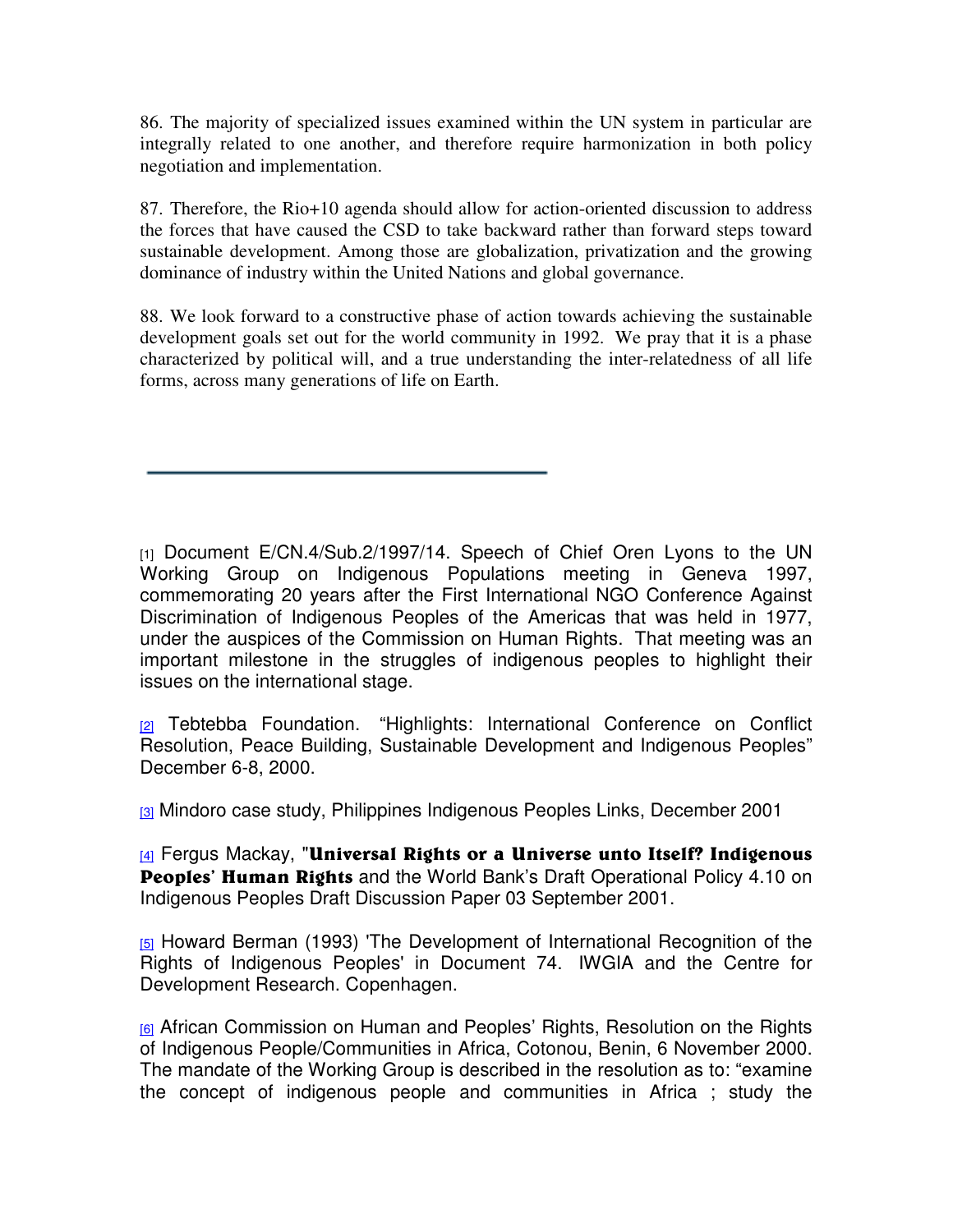86. The majority of specialized issues examined within the UN system in particular are integrally related to one another, and therefore require harmonization in both policy negotiation and implementation.

87. Therefore, the Rio+10 agenda should allow for action-oriented discussion to address the forces that have caused the CSD to take backward rather than forward steps toward sustainable development. Among those are globalization, privatization and the growing dominance of industry within the United Nations and global governance.

88. We look forward to a constructive phase of action towards achieving the sustainable development goals set out for the world community in 1992. We pray that it is a phase characterized by political will, and a true understanding the inter-relatedness of all life forms, across many generations of life on Earth.

---

[1] Document E/CN.4/Sub.2/1997/14. Speech of Chief Oren Lyons to the UN Working Group on Indigenous Populations meeting in Geneva 1997, commemorating 20 years after the First International NGO Conference Against Discrimination of Indigenous Peoples of the Americas that was held in 1977, under the auspices of the Commission on Human Rights. That meeting was an important milestone in the struggles of indigenous peoples to highlight their issues on the international stage.

[2] Tebtebba Foundation. "Highlights: International Conference on Conflict Resolution, Peace Building, Sustainable Development and Indigenous Peoples" December 6-8, 2000.

[3] Mindoro case study, Philippines Indigenous Peoples Links, December 2001

[4] Fergus Mackay, "**Universal Rights or a Universe unto Itself? Indigenous Peoples' Human Rights** and the World Bank's Draft Operational Policy 4.10 on Indigenous Peoples Draft Discussion Paper 03 September 2001.

[5] Howard Berman (1993) 'The Development of International Recognition of the Rights of Indigenous Peoples' in Document 74. IWGIA and the Centre for Development Research. Copenhagen.

[6] African Commission on Human and Peoples' Rights, Resolution on the Rights of Indigenous People/Communities in Africa, Cotonou, Benin, 6 November 2000. The mandate of the Working Group is described in the resolution as to: "examine the concept of indigenous people and communities in Africa ; study the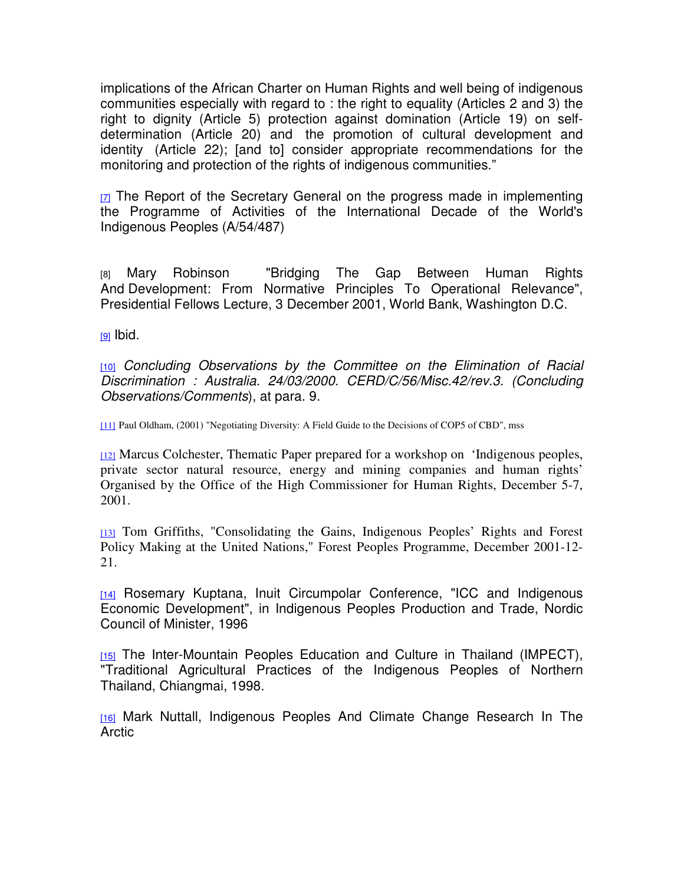implications of the African Charter on Human Rights and well being of indigenous communities especially with regard to : the right to equality (Articles 2 and 3) the right to dignity (Article 5) protection against domination (Article 19) on self-determination (Article 20) and the promotion of cultural development and identity (Article 22); [and to] consider appropriate recommendations for the monitoring and protection of the rights of indigenous communities."

[7] The Report of the Secretary General on the progress made in implementing the Programme of Activities of the International Decade of the World's Indigenous Peoples (A/54/487)

[8] Mary Robinson "Bridging The Gap Between Human Rights And Development: From Normative Principles To Operational Relevance", Presidential Fellows Lecture, 3 December 2001, World Bank, Washington D.C.

[9] Ibid.

[10] *Concluding Observations by the Committee on the Elimination of Racial Discrimination : Australia. 24/03/2000. CERD/C/56/Misc.42/rev.3. (Concluding Observations/Comments*), at para. 9.

[11] Paul Oldham, (2001) "Negotiating Diversity: A Field Guide to the Decisions of COP5 of CBD", mss

[12] Marcus Colchester, Thematic Paper prepared for a workshop on 'Indigenous peoples, private sector natural resource, energy and mining companies and human rights' Organised by the Office of the High Commissioner for Human Rights, December 5-7, 2001.

[13] Tom Griffiths, "Consolidating the Gains, Indigenous Peoples' Rights and Forest Policy Making at the United Nations," Forest Peoples Programme, December 2001-12-21.

[14] Rosemary Kuptana, Inuit Circumpolar Conference, "ICC and Indigenous Economic Development", in Indigenous Peoples Production and Trade, Nordic Council of Minister, 1996

[15] The Inter-Mountain Peoples Education and Culture in Thailand (IMPECT), "Traditional Agricultural Practices of the Indigenous Peoples of Northern Thailand, Chiangmai, 1998.

[16] Mark Nuttall, Indigenous Peoples And Climate Change Research In The Arctic